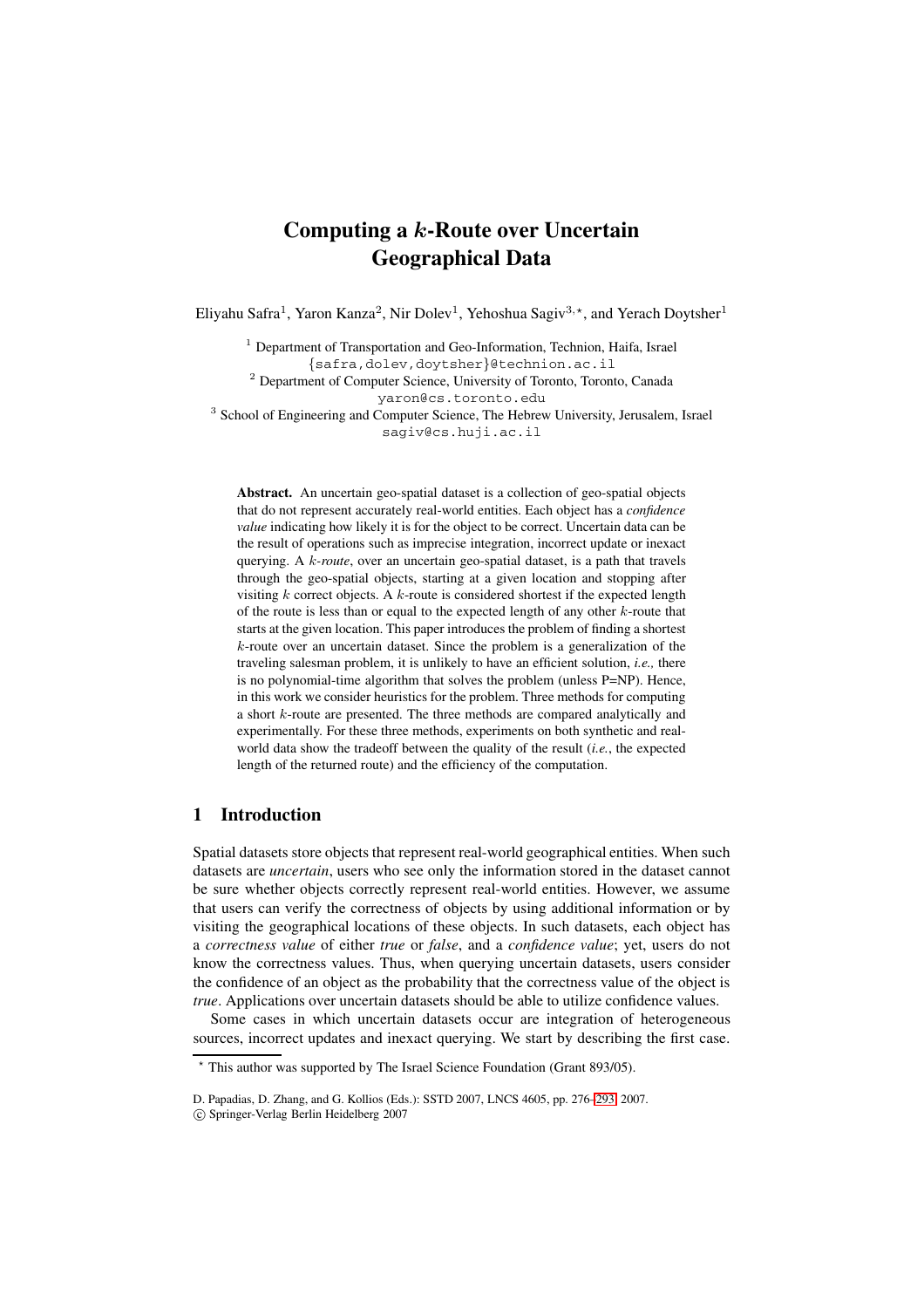# Computing a $k$-Route over Uncertain Geographical Data

Eliyahu Safra[1], Yaron Kanza[2], Nir Dolev[1], Yehoshua Sagiv[3,⋆], and Yerach Doytsher[1]

[1] Department of Transportation and Geo-Information, Technion, Haifa, Israel
{safra,dolev,doytsher}@technion.ac.il

[2] Department of Computer Science, University of Toronto, Toronto, Canada
yaron@cs.toronto.edu

[3] School of Engineering and Computer Science, The Hebrew University, Jerusalem, Israel
sagiv@cs.huji.ac.il

**Abstract.** An uncertain geo-spatial dataset is a collection of geo-spatial objects that do not represent accurately real-world entities. Each object has a *confidence value* indicating how likely it is for the object to be correct. Uncertain data can be the result of operations such as imprecise integration, incorrect update or inexact querying. A $k$-*route*, over an uncertain geo-spatial dataset, is a path that travels through the geo-spatial objects, starting at a given location and stopping after visiting $k$ correct objects. A $k$-route is considered shortest if the expected length of the route is less than or equal to the expected length of any other $k$-route that starts at the given location. This paper introduces the problem of finding a shortest $k$-route over an uncertain dataset. Since the problem is a generalization of the traveling salesman problem, it is unlikely to have an efficient solution, *i.e.,* there is no polynomial-time algorithm that solves the problem (unless P=NP). Hence, in this work we consider heuristics for the problem. Three methods for computing a short $k$-route are presented. The three methods are compared analytically and experimentally. For these three methods, experiments on both synthetic and real-world data show the tradeoff between the quality of the result (*i.e.*, the expected length of the returned route) and the efficiency of the computation.

## 1 Introduction

Spatial datasets store objects that represent real-world geographical entities. When such datasets are *uncertain*, users who see only the information stored in the dataset cannot be sure whether objects correctly represent real-world entities. However, we assume that users can verify the correctness of objects by using additional information or by visiting the geographical locations of these objects. In such datasets, each object has a *correctness value* of either *true* or *false*, and a *confidence value*; yet, users do not know the correctness values. Thus, when querying uncertain datasets, users consider the confidence of an object as the probability that the correctness value of the object is *true*. Applications over uncertain datasets should be able to utilize confidence values.

Some cases in which uncertain datasets occur are integration of heterogeneous sources, incorrect updates and inexact querying. We start by describing the first case.

⋆ This author was supported by The Israel Science Foundation (Grant 893/05).

D. Papadias, D. Zhang, and G. Kollios (Eds.): SSTD 2007, LNCS 4605, pp. 276–293, 2007.
© Springer-Verlag Berlin Heidelberg 2007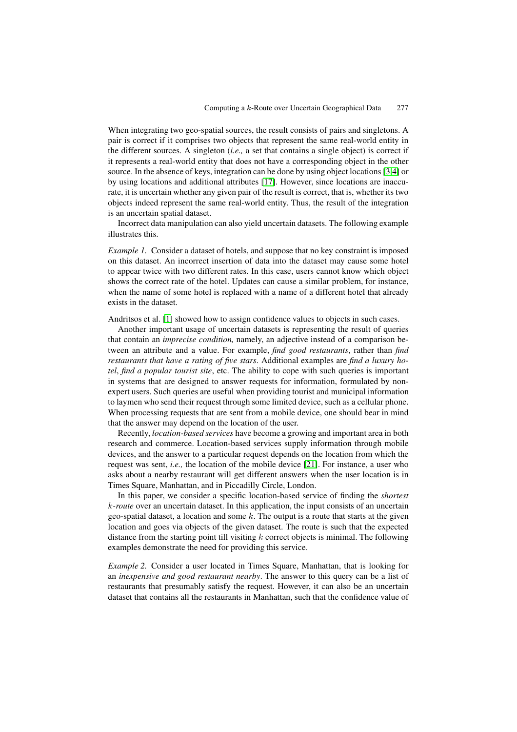When integrating two geo-spatial sources, the result consists of pairs and singletons. A pair is correct if it comprises two objects that represent the same real-world entity in the different sources. A singleton (*i.e.,* a set that contains a single object) is correct if it represents a real-world entity that does not have a corresponding object in the other source. In the absence of keys, integration can be done by using object locations [3,4] or by using locations and additional attributes [17]. However, since locations are inaccurate, it is uncertain whether any given pair of the result is correct, that is, whether its two objects indeed represent the same real-world entity. Thus, the result of the integration is an uncertain spatial dataset.

Incorrect data manipulation can also yield uncertain datasets. The following example illustrates this.

*Example 1.* Consider a dataset of hotels, and suppose that no key constraint is imposed on this dataset. An incorrect insertion of data into the dataset may cause some hotel to appear twice with two different rates. In this case, users cannot know which object shows the correct rate of the hotel. Updates can cause a similar problem, for instance, when the name of some hotel is replaced with a name of a different hotel that already exists in the dataset.

Andritsos et al. [1] showed how to assign confidence values to objects in such cases.

Another important usage of uncertain datasets is representing the result of queries that contain an *imprecise condition,* namely, an adjective instead of a comparison between an attribute and a value. For example, *find good restaurants*, rather than *find restaurants that have a rating of five stars*. Additional examples are *find a luxury hotel*, *find a popular tourist site*, etc. The ability to cope with such queries is important in systems that are designed to answer requests for information, formulated by non-expert users. Such queries are useful when providing tourist and municipal information to laymen who send their request through some limited device, such as a cellular phone. When processing requests that are sent from a mobile device, one should bear in mind that the answer may depend on the location of the user.

Recently, *location-based services* have become a growing and important area in both research and commerce. Location-based services supply information through mobile devices, and the answer to a particular request depends on the location from which the request was sent, *i.e.,* the location of the mobile device [21]. For instance, a user who asks about a nearby restaurant will get different answers when the user location is in Times Square, Manhattan, and in Piccadilly Circle, London.

In this paper, we consider a specific location-based service of finding the *shortest $k$-route* over an uncertain dataset. In this application, the input consists of an uncertain geo-spatial dataset, a location and some $k$. The output is a route that starts at the given location and goes via objects of the given dataset. The route is such that the expected distance from the starting point till visiting $k$ correct objects is minimal. The following examples demonstrate the need for providing this service.

*Example 2.* Consider a user located in Times Square, Manhattan, that is looking for an *inexpensive and good restaurant nearby*. The answer to this query can be a list of restaurants that presumably satisfy the request. However, it can also be an uncertain dataset that contains all the restaurants in Manhattan, such that the confidence value of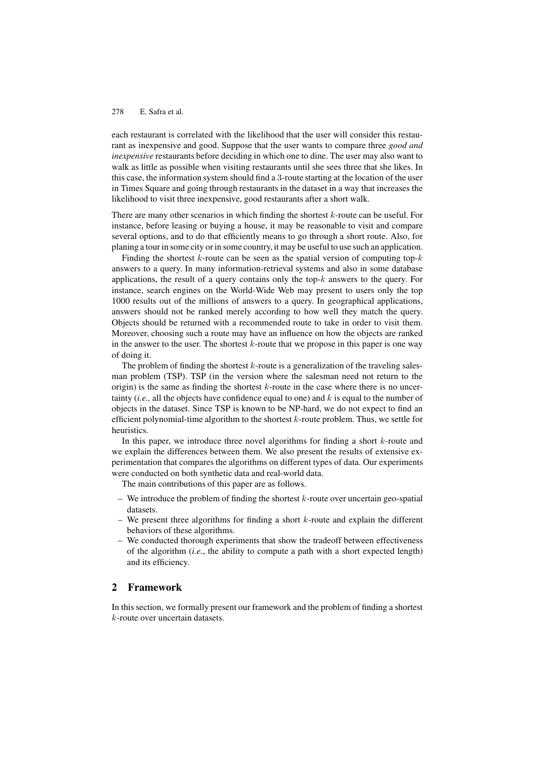each restaurant is correlated with the likelihood that the user will consider this restaurant as inexpensive and good. Suppose that the user wants to compare three *good and inexpensive* restaurants before deciding in which one to dine. The user may also want to walk as little as possible when visiting restaurants until she sees three that she likes. In this case, the information system should find a 3-route starting at the location of the user in Times Square and going through restaurants in the dataset in a way that increases the likelihood to visit three inexpensive, good restaurants after a short walk.

There are many other scenarios in which finding the shortest $k$-route can be useful. For instance, before leasing or buying a house, it may be reasonable to visit and compare several options, and to do that efficiently means to go through a short route. Also, for planing a tour in some city or in some country, it may be useful to use such an application.

Finding the shortest $k$-route can be seen as the spatial version of computing top-$k$ answers to a query. In many information-retrieval systems and also in some database applications, the result of a query contains only the top-$k$ answers to the query. For instance, search engines on the World-Wide Web may present to users only the top 1000 results out of the millions of answers to a query. In geographical applications, answers should not be ranked merely according to how well they match the query. Objects should be returned with a recommended route to take in order to visit them. Moreover, choosing such a route may have an influence on how the objects are ranked in the answer to the user. The shortest $k$-route that we propose in this paper is one way of doing it.

The problem of finding the shortest $k$-route is a generalization of the traveling salesman problem (TSP). TSP (in the version where the salesman need not return to the origin) is the same as finding the shortest $k$-route in the case where there is no uncertainty (*i.e.,* all the objects have confidence equal to one) and $k$ is equal to the number of objects in the dataset. Since TSP is known to be NP-hard, we do not expect to find an efficient polynomial-time algorithm to the shortest $k$-route problem. Thus, we settle for heuristics.

In this paper, we introduce three novel algorithms for finding a short $k$-route and we explain the differences between them. We also present the results of extensive experimentation that compares the algorithms on different types of data. Our experiments were conducted on both synthetic data and real-world data.

The main contributions of this paper are as follows.

- We introduce the problem of finding the shortest $k$-route over uncertain geo-spatial datasets.
- We present three algorithms for finding a short $k$-route and explain the different behaviors of these algorithms.
- We conducted thorough experiments that show the tradeoff between effectiveness of the algorithm (*i.e.*, the ability to compute a path with a short expected length) and its efficiency.

## 2 Framework

In this section, we formally present our framework and the problem of finding a shortest $k$-route over uncertain datasets.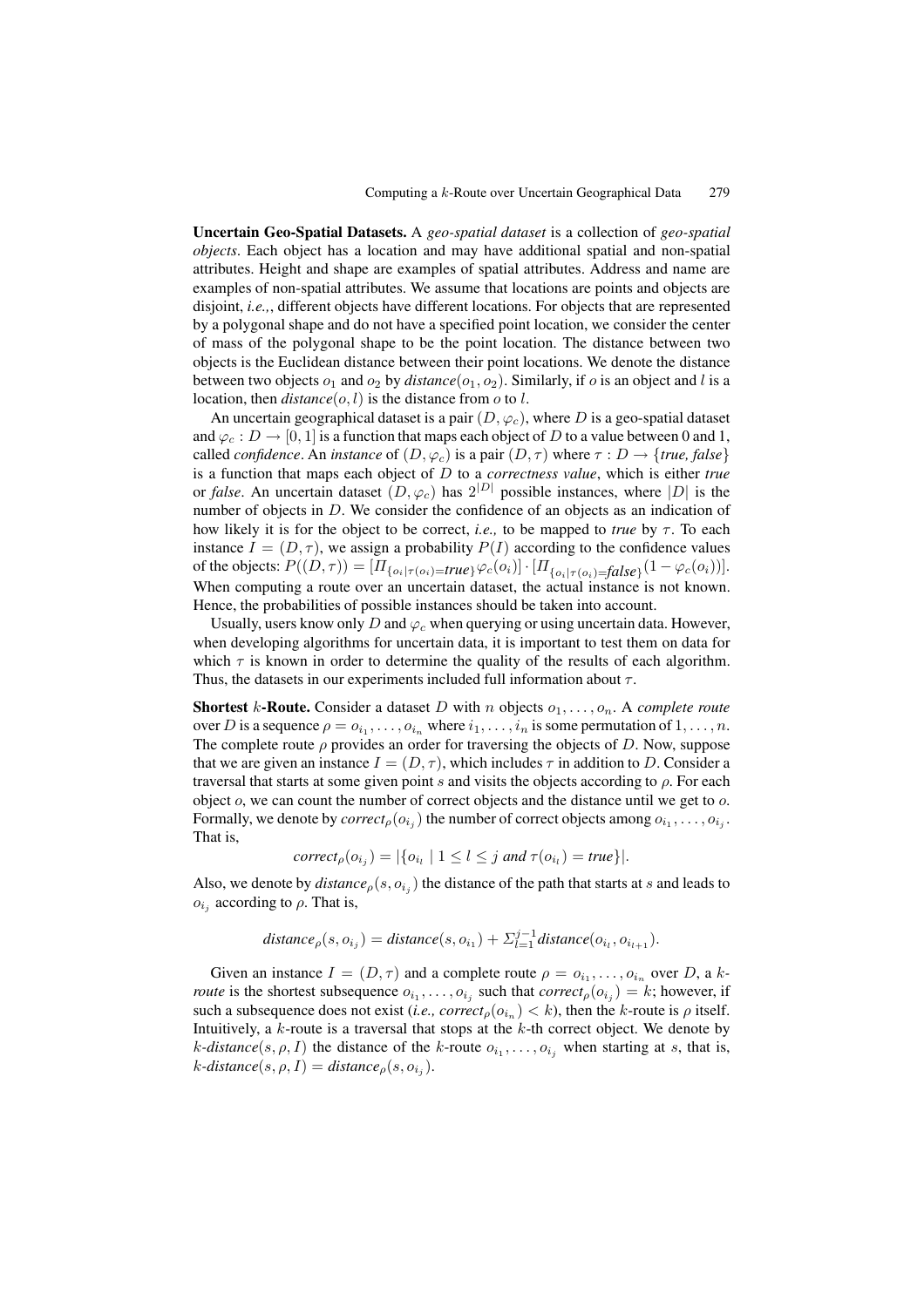**Uncertain Geo-Spatial Datasets.** A *geo-spatial dataset* is a collection of *geo-spatial objects*. Each object has a location and may have additional spatial and non-spatial attributes. Height and shape are examples of spatial attributes. Address and name are examples of non-spatial attributes. We assume that locations are points and objects are disjoint, *i.e.,*, different objects have different locations. For objects that are represented by a polygonal shape and do not have a specified point location, we consider the center of mass of the polygonal shape to be the point location. The distance between two objects is the Euclidean distance between their point locations. We denote the distance between two objects $o_1$ and $o_2$ by $\mathit{distance}(o_1, o_2)$. Similarly, if $o$ is an object and $l$ is a location, then $\mathit{distance}(o, l)$ is the distance from $o$ to $l$.

An uncertain geographical dataset is a pair $(D, \varphi_c)$, where $D$ is a geo-spatial dataset and $\varphi_c : D \to [0, 1]$ is a function that maps each object of $D$ to a value between 0 and 1, called *confidence*. An *instance* of $(D, \varphi_c)$ is a pair $(D, \tau)$ where $\tau : D \to \{\mathit{true}, \mathit{false}\}$ is a function that maps each object of $D$ to a *correctness value*, which is either *true* or *false*. An uncertain dataset $(D, \varphi_c)$ has $2^{|D|}$ possible instances, where $|D|$ is the number of objects in $D$. We consider the confidence of an objects as an indication of how likely it is for the object to be correct, *i.e.,* to be mapped to *true* by $\tau$. To each instance $I = (D, \tau)$, we assign a probability $P(I)$ according to the confidence values of the objects: $P((D, \tau)) = [\Pi_{\{o_i | \tau(o_i)=\mathit{true}\}} \varphi_c(o_i)] \cdot [\Pi_{\{o_i | \tau(o_i)=\mathit{false}\}} (1 - \varphi_c(o_i))]$. When computing a route over an uncertain dataset, the actual instance is not known. Hence, the probabilities of possible instances should be taken into account.

Usually, users know only $D$ and $\varphi_c$ when querying or using uncertain data. However, when developing algorithms for uncertain data, it is important to test them on data for which $\tau$ is known in order to determine the quality of the results of each algorithm. Thus, the datasets in our experiments included full information about $\tau$.

**Shortest $k$-Route.** Consider a dataset $D$ with $n$ objects $o_1, \ldots, o_n$. A *complete route* over $D$ is a sequence $\rho = o_{i_1}, \ldots, o_{i_n}$ where $i_1, \ldots, i_n$ is some permutation of $1, \ldots, n$. The complete route $\rho$ provides an order for traversing the objects of $D$. Now, suppose that we are given an instance $I = (D, \tau)$, which includes $\tau$ in addition to $D$. Consider a traversal that starts at some given point $s$ and visits the objects according to $\rho$. For each object $o$, we can count the number of correct objects and the distance until we get to $o$. Formally, we denote by $\mathit{correct}_\rho(o_{i_j})$ the number of correct objects among $o_{i_1}, \ldots, o_{i_j}$. That is,

$$\mathit{correct}_\rho(o_{i_j}) = |\{o_{i_l} \mid 1 \leq l \leq j \text{ and } \tau(o_{i_l}) = \mathit{true}\}|.$$

Also, we denote by $\mathit{distance}_\rho(s, o_{i_j})$ the distance of the path that starts at $s$ and leads to $o_{i_j}$ according to $\rho$. That is,

$$\mathit{distance}_\rho(s, o_{i_j}) = \mathit{distance}(s, o_{i_1}) + \Sigma_{l=1}^{j-1} \mathit{distance}(o_{i_l}, o_{i_{l+1}}).$$

Given an instance $I = (D, \tau)$ and a complete route $\rho = o_{i_1}, \ldots, o_{i_n}$ over $D$, a *$k$-route* is the shortest subsequence $o_{i_1}, \ldots, o_{i_j}$ such that $\mathit{correct}_\rho(o_{i_j}) = k$; however, if such a subsequence does not exist (*i.e.,* $\mathit{correct}_\rho(o_{i_n}) < k$), then the $k$-route is $\rho$ itself. Intuitively, a $k$-route is a traversal that stops at the $k$-th correct object. We denote by $k$-$\mathit{distance}(s, \rho, I)$ the distance of the $k$-route $o_{i_1}, \ldots, o_{i_j}$ when starting at $s$, that is, $k$-$\mathit{distance}(s, \rho, I) = \mathit{distance}_\rho(s, o_{i_j})$.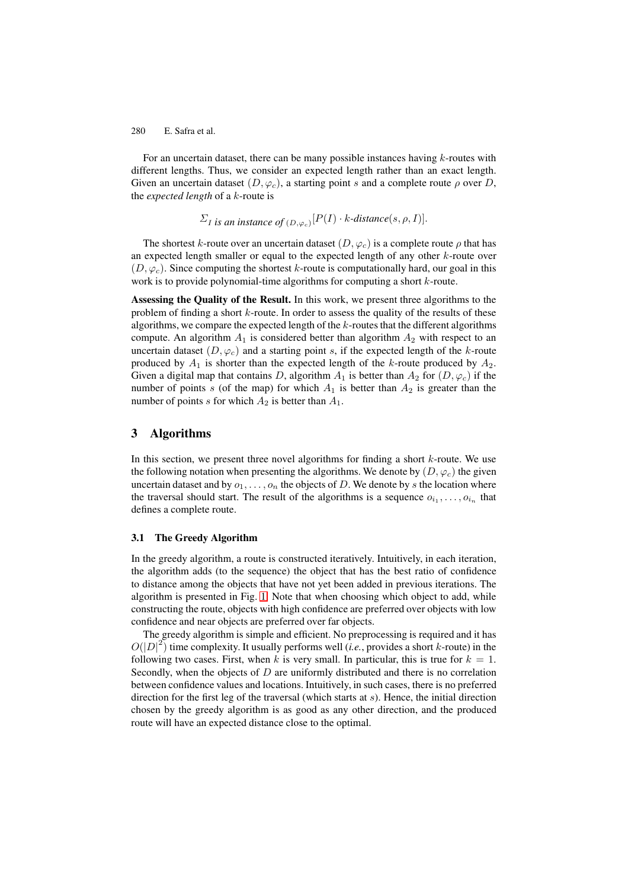For an uncertain dataset, there can be many possible instances having $k$-routes with different lengths. Thus, we consider an expected length rather than an exact length. Given an uncertain dataset $(D, \varphi_c)$, a starting point $s$ and a complete route $\rho$ over $D$, the *expected length* of a $k$-route is

$$\Sigma_{I \textit{ is an instance of } (D,\varphi_c)}[P(I) \cdot k\textit{-distance}(s, \rho, I)].$$

The shortest $k$-route over an uncertain dataset $(D, \varphi_c)$ is a complete route $\rho$ that has an expected length smaller or equal to the expected length of any other $k$-route over $(D, \varphi_c)$. Since computing the shortest $k$-route is computationally hard, our goal in this work is to provide polynomial-time algorithms for computing a short $k$-route.

**Assessing the Quality of the Result.** In this work, we present three algorithms to the problem of finding a short $k$-route. In order to assess the quality of the results of these algorithms, we compare the expected length of the $k$-routes that the different algorithms compute. An algorithm $A_1$ is considered better than algorithm $A_2$ with respect to an uncertain dataset $(D, \varphi_c)$ and a starting point $s$, if the expected length of the $k$-route produced by $A_1$ is shorter than the expected length of the $k$-route produced by $A_2$. Given a digital map that contains $D$, algorithm $A_1$ is better than $A_2$ for $(D, \varphi_c)$ if the number of points $s$ (of the map) for which $A_1$ is better than $A_2$ is greater than the number of points $s$ for which $A_2$ is better than $A_1$.

## 3 Algorithms

In this section, we present three novel algorithms for finding a short $k$-route. We use the following notation when presenting the algorithms. We denote by $(D, \varphi_c)$ the given uncertain dataset and by $o_1, \ldots, o_n$ the objects of $D$. We denote by $s$ the location where the traversal should start. The result of the algorithms is a sequence $o_{i_1}, \ldots, o_{i_n}$ that defines a complete route.

### 3.1 The Greedy Algorithm

In the greedy algorithm, a route is constructed iteratively. Intuitively, in each iteration, the algorithm adds (to the sequence) the object that has the best ratio of confidence to distance among the objects that have not yet been added in previous iterations. The algorithm is presented in Fig. 1. Note that when choosing which object to add, while constructing the route, objects with high confidence are preferred over objects with low confidence and near objects are preferred over far objects.

The greedy algorithm is simple and efficient. No preprocessing is required and it has $O(|D|^2)$ time complexity. It usually performs well (*i.e.*, provides a short $k$-route) in the following two cases. First, when $k$ is very small. In particular, this is true for $k = 1$. Secondly, when the objects of $D$ are uniformly distributed and there is no correlation between confidence values and locations. Intuitively, in such cases, there is no preferred direction for the first leg of the traversal (which starts at $s$). Hence, the initial direction chosen by the greedy algorithm is as good as any other direction, and the produced route will have an expected distance close to the optimal.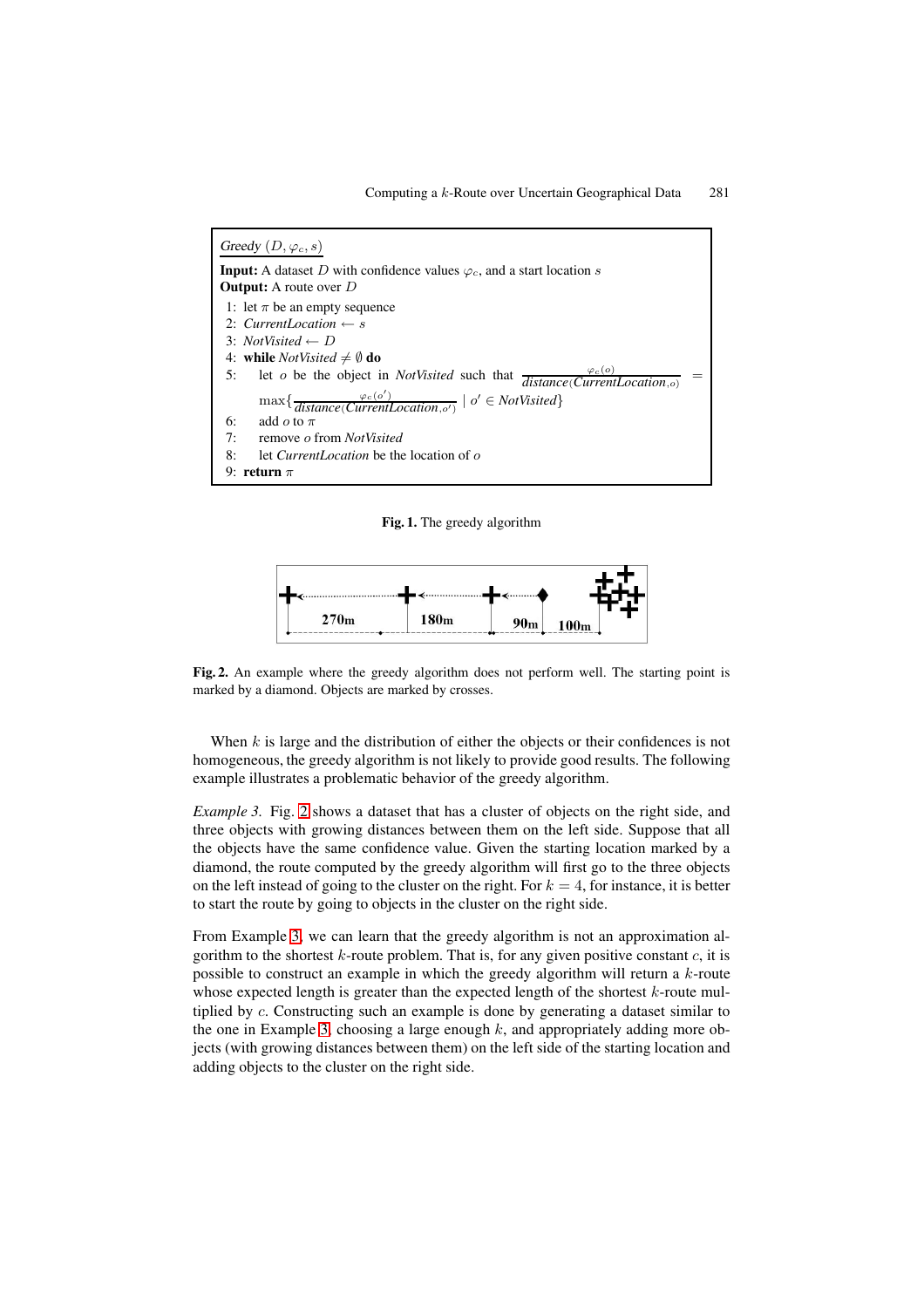Greedy $(D, \varphi_c, s)$

**Input:** A dataset $D$ with confidence values $\varphi_c$, and a start location $s$
**Output:** A route over $D$

1: let $\pi$ be an empty sequence
2: *CurrentLocation* $\leftarrow s$
3: *NotVisited* $\leftarrow D$
4: **while** *NotVisited* $\neq \emptyset$ **do**
5: let $o$ be the object in *NotVisited* such that $\frac{\varphi_c(o)}{distance(CurrentLocation, o)} = \max\{\frac{\varphi_c(o')}{distance(CurrentLocation, o')} \mid o' \in NotVisited\}$
6: add $o$ to $\pi$
7: remove $o$ from *NotVisited*
8: let *CurrentLocation* be the location of $o$
9: **return** $\pi$

**Fig. 1.** The greedy algorithm

270m 180m 90m 100m

**Fig. 2.** An example where the greedy algorithm does not perform well. The starting point is marked by a diamond. Objects are marked by crosses.

When $k$ is large and the distribution of either the objects or their confidences is not homogeneous, the greedy algorithm is not likely to provide good results. The following example illustrates a problematic behavior of the greedy algorithm.

*Example 3.* Fig. 2 shows a dataset that has a cluster of objects on the right side, and three objects with growing distances between them on the left side. Suppose that all the objects have the same confidence value. Given the starting location marked by a diamond, the route computed by the greedy algorithm will first go to the three objects on the left instead of going to the cluster on the right. For $k = 4$, for instance, it is better to start the route by going to objects in the cluster on the right side.

From Example 3, we can learn that the greedy algorithm is not an approximation algorithm to the shortest $k$-route problem. That is, for any given positive constant $c$, it is possible to construct an example in which the greedy algorithm will return a $k$-route whose expected length is greater than the expected length of the shortest $k$-route multiplied by $c$. Constructing such an example is done by generating a dataset similar to the one in Example 3, choosing a large enough $k$, and appropriately adding more objects (with growing distances between them) on the left side of the starting location and adding objects to the cluster on the right side.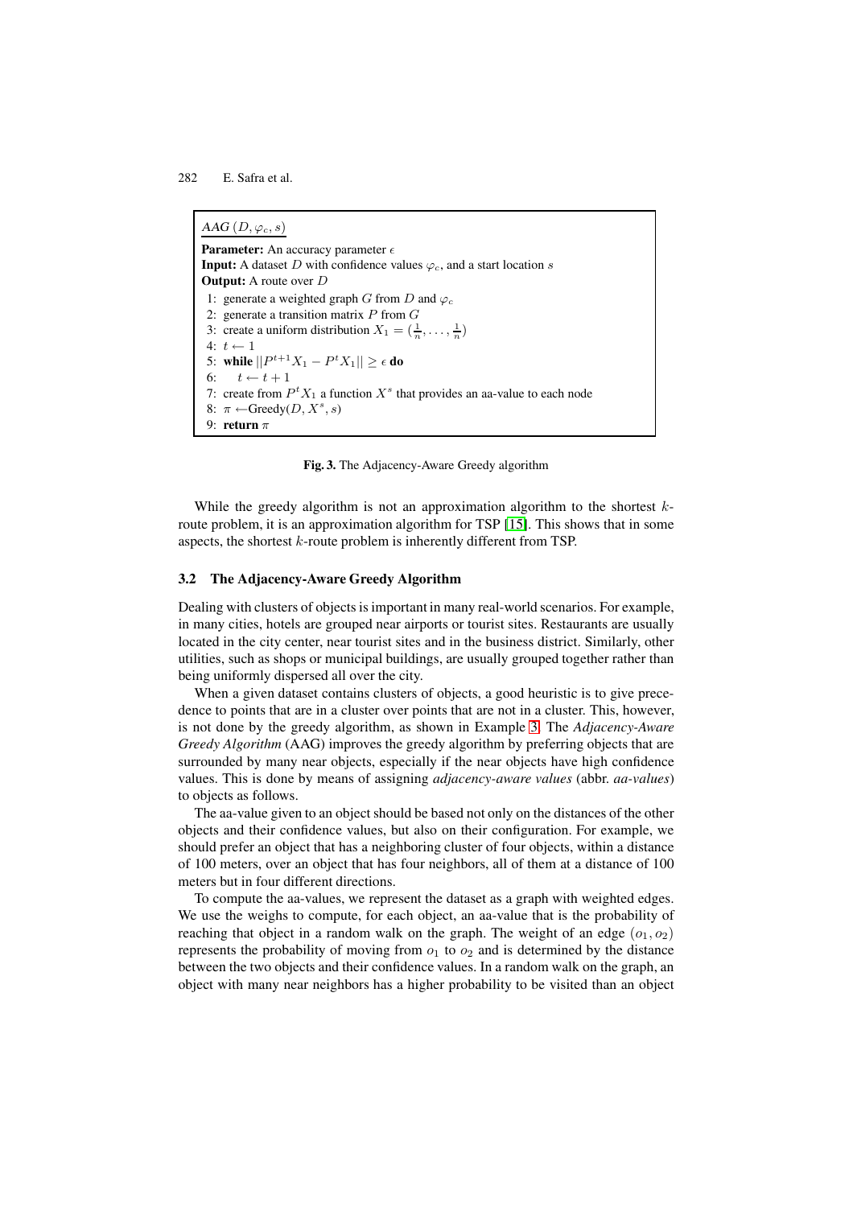```
AAG (D, φ_c, s)
Parameter: An accuracy parameter ε
Input: A dataset D with confidence values φ_c, and a start location s
Output: A route over D
 1: generate a weighted graph G from D and φ_c
 2: generate a transition matrix P from G
 3: create a uniform distribution X_1 = (1/n, ..., 1/n)
 4: t ← 1
 5: while ||P^{t+1} X_1 − P^t X_1|| ≥ ε do
 6:     t ← t + 1
 7: create from P^t X_1 a function X^s that provides an aa-value to each node
 8: π ← Greedy(D, X^s, s)
 9: return π
```

**Fig. 3.** The Adjacency-Aware Greedy algorithm

While the greedy algorithm is not an approximation algorithm to the shortest $k$-route problem, it is an approximation algorithm for TSP [15]. This shows that in some aspects, the shortest $k$-route problem is inherently different from TSP.

### 3.2 The Adjacency-Aware Greedy Algorithm

Dealing with clusters of objects is important in many real-world scenarios. For example, in many cities, hotels are grouped near airports or tourist sites. Restaurants are usually located in the city center, near tourist sites and in the business district. Similarly, other utilities, such as shops or municipal buildings, are usually grouped together rather than being uniformly dispersed all over the city.

When a given dataset contains clusters of objects, a good heuristic is to give precedence to points that are in a cluster over points that are not in a cluster. This, however, is not done by the greedy algorithm, as shown in Example 3. The *Adjacency-Aware Greedy Algorithm* (AAG) improves the greedy algorithm by preferring objects that are surrounded by many near objects, especially if the near objects have high confidence values. This is done by means of assigning *adjacency-aware values* (abbr. *aa-values*) to objects as follows.

The aa-value given to an object should be based not only on the distances of the other objects and their confidence values, but also on their configuration. For example, we should prefer an object that has a neighboring cluster of four objects, within a distance of 100 meters, over an object that has four neighbors, all of them at a distance of 100 meters but in four different directions.

To compute the aa-values, we represent the dataset as a graph with weighted edges. We use the weighs to compute, for each object, an aa-value that is the probability of reaching that object in a random walk on the graph. The weight of an edge $(o_1, o_2)$ represents the probability of moving from $o_1$ to $o_2$ and is determined by the distance between the two objects and their confidence values. In a random walk on the graph, an object with many near neighbors has a higher probability to be visited than an object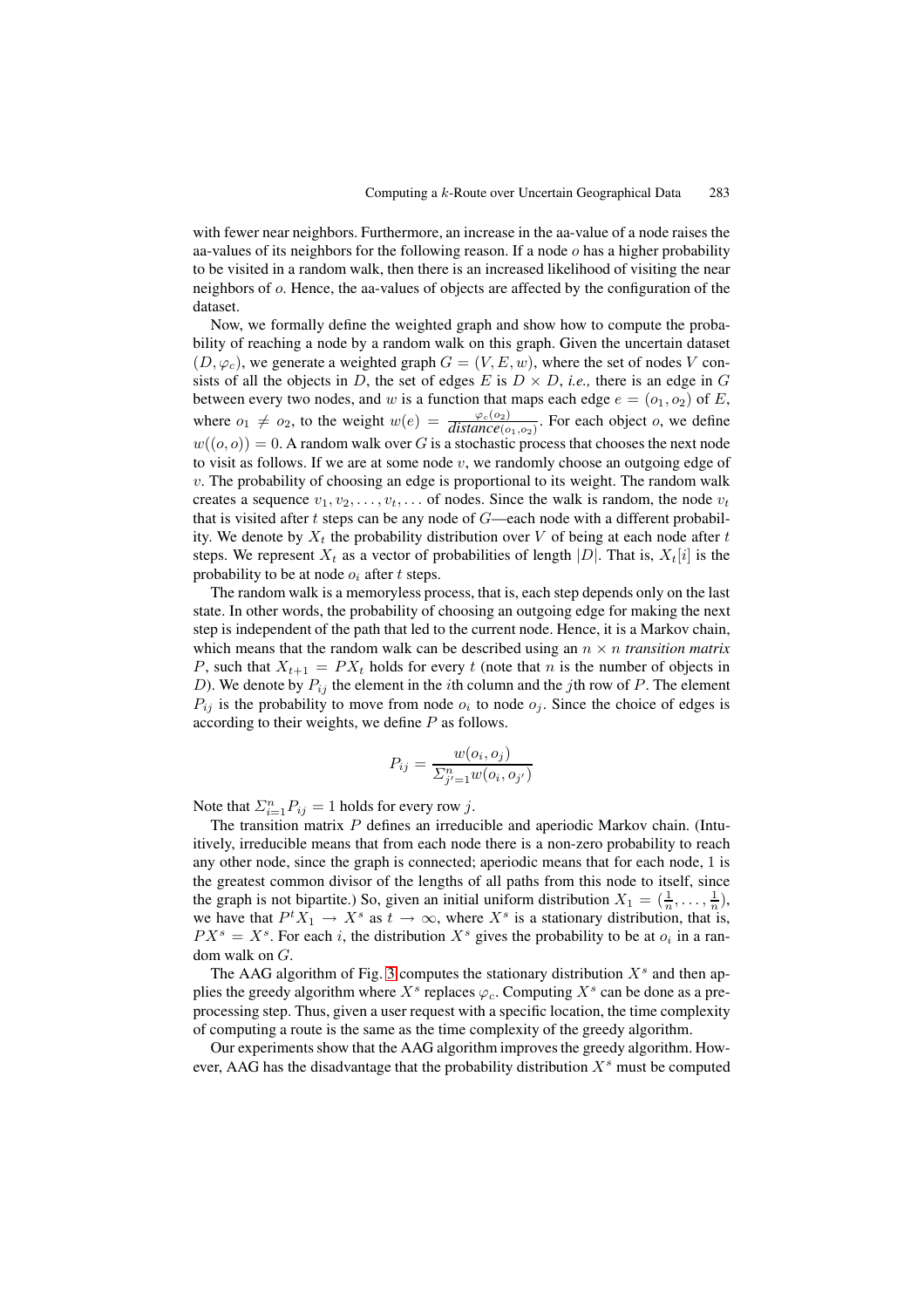with fewer near neighbors. Furthermore, an increase in the aa-value of a node raises the aa-values of its neighbors for the following reason. If a node $o$ has a higher probability to be visited in a random walk, then there is an increased likelihood of visiting the near neighbors of $o$. Hence, the aa-values of objects are affected by the configuration of the dataset.

Now, we formally define the weighted graph and show how to compute the probability of reaching a node by a random walk on this graph. Given the uncertain dataset $(D, \varphi_c)$, we generate a weighted graph $G = (V, E, w)$, where the set of nodes $V$ consists of all the objects in $D$, the set of edges $E$ is $D \times D$, *i.e.,* there is an edge in $G$ between every two nodes, and $w$ is a function that maps each edge $e = (o_1, o_2)$ of $E$, where $o_1 \neq o_2$, to the weight $w(e) = \frac{\varphi_c(o_2)}{\mathit{distance}(o_1,o_2)}$. For each object $o$, we define $w((o, o)) = 0$. A random walk over $G$ is a stochastic process that chooses the next node to visit as follows. If we are at some node $v$, we randomly choose an outgoing edge of $v$. The probability of choosing an edge is proportional to its weight. The random walk creates a sequence $v_1, v_2, \ldots, v_t, \ldots$ of nodes. Since the walk is random, the node $v_t$ that is visited after $t$ steps can be any node of $G$—each node with a different probability. We denote by $X_t$ the probability distribution over $V$ of being at each node after $t$ steps. We represent $X_t$ as a vector of probabilities of length $|D|$. That is, $X_t[i]$ is the probability to be at node $o_i$ after $t$ steps.

The random walk is a memoryless process, that is, each step depends only on the last state. In other words, the probability of choosing an outgoing edge for making the next step is independent of the path that led to the current node. Hence, it is a Markov chain, which means that the random walk can be described using an $n \times n$ *transition matrix* $P$, such that $X_{t+1} = PX_t$ holds for every $t$ (note that $n$ is the number of objects in $D$). We denote by $P_{ij}$ the element in the $i$th column and the $j$th row of $P$. The element $P_{ij}$ is the probability to move from node $o_i$ to node $o_j$. Since the choice of edges is according to their weights, we define $P$ as follows.

$$P_{ij} = \frac{w(o_i, o_j)}{\Sigma_{j'=1}^{n} w(o_i, o_{j'})}$$

Note that $\Sigma_{i=1}^{n} P_{ij} = 1$ holds for every row $j$.

The transition matrix $P$ defines an irreducible and aperiodic Markov chain. (Intuitively, irreducible means that from each node there is a non-zero probability to reach any other node, since the graph is connected; aperiodic means that for each node, 1 is the greatest common divisor of the lengths of all paths from this node to itself, since the graph is not bipartite.) So, given an initial uniform distribution $X_1 = (\frac{1}{n}, \ldots, \frac{1}{n})$, we have that $P^t X_1 \rightarrow X^s$ as $t \rightarrow \infty$, where $X^s$ is a stationary distribution, that is, $PX^s = X^s$. For each $i$, the distribution $X^s$ gives the probability to be at $o_i$ in a random walk on $G$.

The AAG algorithm of Fig. 3 computes the stationary distribution $X^s$ and then applies the greedy algorithm where $X^s$ replaces $\varphi_c$. Computing $X^s$ can be done as a preprocessing step. Thus, given a user request with a specific location, the time complexity of computing a route is the same as the time complexity of the greedy algorithm.

Our experiments show that the AAG algorithm improves the greedy algorithm. However, AAG has the disadvantage that the probability distribution $X^s$ must be computed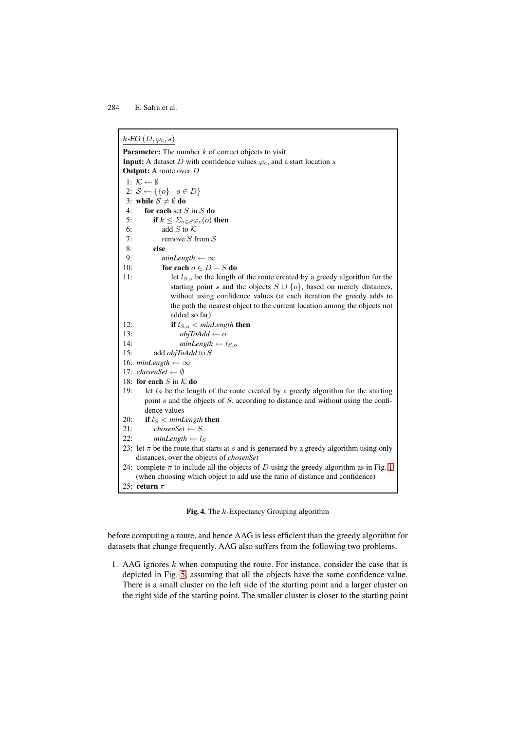```
k-EG (D, φ_c, s)
Parameter: The number k of correct objects to visit
Input: A dataset D with confidence values φ_c, and a start location s
Output: A route over D
 1: 𝒦 ← ∅
 2: 𝒮 ← {{o} | o ∈ D}
 3: while 𝒮 ≠ ∅ do
 4:    for each set S in 𝒮 do
 5:       if k ≤ Σ_{o∈S} φ_c(o) then
 6:          add S to 𝒦
 7:          remove S from 𝒮
 8:       else
 9:          minLength ← ∞
10:          for each o ∈ D − S do
11:             let l_{S,o} be the length of the route created by a greedy algorithm for the
                starting point s and the objects S ∪ {o}, based on merely distances,
                without using confidence values (at each iteration the greedy adds to
                the path the nearest object to the current location among the objects not
                added so far)
12:             if l_{S,o} < minLength then
13:                objToAdd ← o
14:                minLength ← l_{S,o}
15:       add objToAdd to S
16: minLength ← ∞
17: chosenSet ← ∅
18: for each S in 𝒦 do
19:    let l_S be the length of the route created by a greedy algorithm for the starting
       point s and the objects of S, according to distance and without using the confi-
       dence values
20:    if l_S < minLength then
21:       chosenSet ← S
22:       minLength ← l_S
23: let π be the route that starts at s and is generated by a greedy algorithm using only
    distances, over the objects of chosenSet
24: complete π to include all the objects of D using the greedy algorithm as in Fig. 1
    (when choosing which object to add use the ratio of distance and confidence)
25: return π
```

**Fig. 4.** The $k$-Expectancy Grouping algorithm

before computing a route, and hence AAG is less efficient than the greedy algorithm for datasets that change frequently. AAG also suffers from the following two problems.

1. AAG ignores $k$ when computing the route. For instance, consider the case that is depicted in Fig. 5, assuming that all the objects have the same confidence value. There is a small cluster on the left side of the starting point and a larger cluster on the right side of the starting point. The smaller cluster is closer to the starting point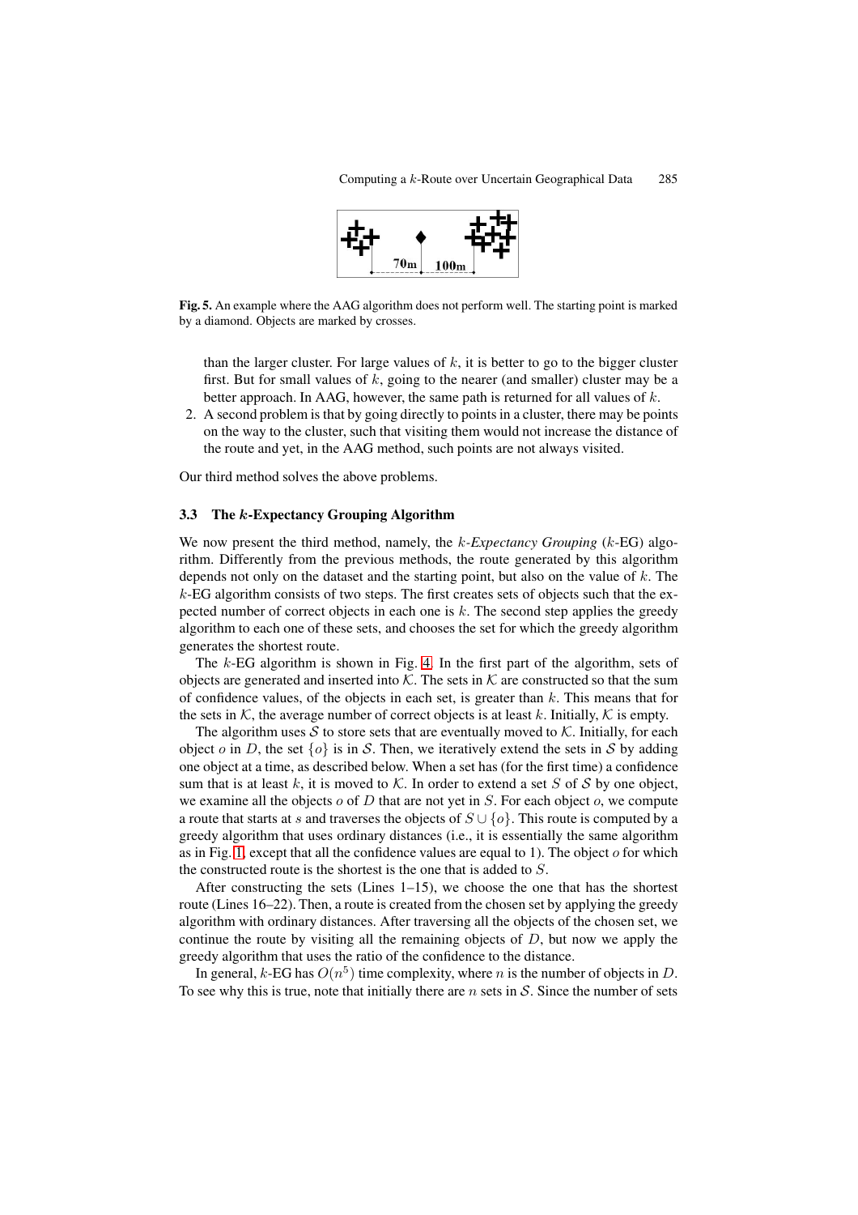**Fig. 5.** An example where the AAG algorithm does not perform well. The starting point is marked by a diamond. Objects are marked by crosses.

than the larger cluster. For large values of $k$, it is better to go to the bigger cluster first. But for small values of $k$, going to the nearer (and smaller) cluster may be a better approach. In AAG, however, the same path is returned for all values of $k$.

2. A second problem is that by going directly to points in a cluster, there may be points on the way to the cluster, such that visiting them would not increase the distance of the route and yet, in the AAG method, such points are not always visited.

Our third method solves the above problems.

### 3.3 The $k$-Expectancy Grouping Algorithm

We now present the third method, namely, the *$k$-Expectancy Grouping* ($k$-EG) algorithm. Differently from the previous methods, the route generated by this algorithm depends not only on the dataset and the starting point, but also on the value of $k$. The $k$-EG algorithm consists of two steps. The first creates sets of objects such that the expected number of correct objects in each one is $k$. The second step applies the greedy algorithm to each one of these sets, and chooses the set for which the greedy algorithm generates the shortest route.

The $k$-EG algorithm is shown in Fig. 4. In the first part of the algorithm, sets of objects are generated and inserted into $\mathcal{K}$. The sets in $\mathcal{K}$ are constructed so that the sum of confidence values, of the objects in each set, is greater than $k$. This means that for the sets in $\mathcal{K}$, the average number of correct objects is at least $k$. Initially, $\mathcal{K}$ is empty.

The algorithm uses $\mathcal{S}$ to store sets that are eventually moved to $\mathcal{K}$. Initially, for each object $o$ in $D$, the set $\{o\}$ is in $\mathcal{S}$. Then, we iteratively extend the sets in $\mathcal{S}$ by adding one object at a time, as described below. When a set has (for the first time) a confidence sum that is at least $k$, it is moved to $\mathcal{K}$. In order to extend a set $S$ of $\mathcal{S}$ by one object, we examine all the objects $o$ of $D$ that are not yet in $S$. For each object $o$, we compute a route that starts at $s$ and traverses the objects of $S \cup \{o\}$. This route is computed by a greedy algorithm that uses ordinary distances (i.e., it is essentially the same algorithm as in Fig. 1, except that all the confidence values are equal to 1). The object $o$ for which the constructed route is the shortest is the one that is added to $S$.

After constructing the sets (Lines 1–15), we choose the one that has the shortest route (Lines 16–22). Then, a route is created from the chosen set by applying the greedy algorithm with ordinary distances. After traversing all the objects of the chosen set, we continue the route by visiting all the remaining objects of $D$, but now we apply the greedy algorithm that uses the ratio of the confidence to the distance.

In general, $k$-EG has $O(n^5)$ time complexity, where $n$ is the number of objects in $D$. To see why this is true, note that initially there are $n$ sets in $\mathcal{S}$. Since the number of sets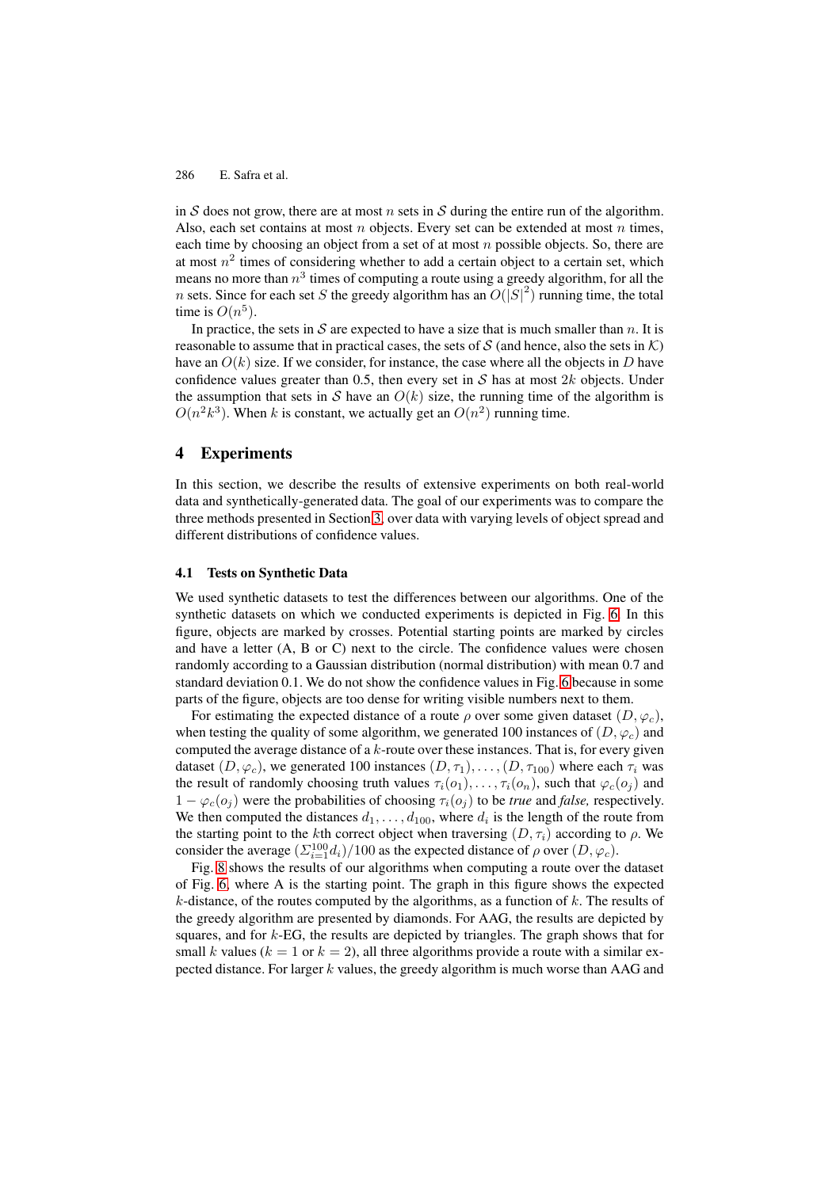in $\mathcal{S}$ does not grow, there are at most $n$ sets in $\mathcal{S}$ during the entire run of the algorithm. Also, each set contains at most $n$ objects. Every set can be extended at most $n$ times, each time by choosing an object from a set of at most $n$ possible objects. So, there are at most $n^2$ times of considering whether to add a certain object to a certain set, which means no more than $n^3$ times of computing a route using a greedy algorithm, for all the $n$ sets. Since for each set $S$ the greedy algorithm has an $O(|S|^2)$ running time, the total time is $O(n^5)$.

In practice, the sets in $\mathcal{S}$ are expected to have a size that is much smaller than $n$. It is reasonable to assume that in practical cases, the sets of $\mathcal{S}$ (and hence, also the sets in $\mathcal{K}$) have an $O(k)$ size. If we consider, for instance, the case where all the objects in $D$ have confidence values greater than 0.5, then every set in $\mathcal{S}$ has at most $2k$ objects. Under the assumption that sets in $\mathcal{S}$ have an $O(k)$ size, the running time of the algorithm is $O(n^2k^3)$. When $k$ is constant, we actually get an $O(n^2)$ running time.

## 4 Experiments

In this section, we describe the results of extensive experiments on both real-world data and synthetically-generated data. The goal of our experiments was to compare the three methods presented in Section 3, over data with varying levels of object spread and different distributions of confidence values.

### 4.1 Tests on Synthetic Data

We used synthetic datasets to test the differences between our algorithms. One of the synthetic datasets on which we conducted experiments is depicted in Fig. 6. In this figure, objects are marked by crosses. Potential starting points are marked by circles and have a letter (A, B or C) next to the circle. The confidence values were chosen randomly according to a Gaussian distribution (normal distribution) with mean 0.7 and standard deviation 0.1. We do not show the confidence values in Fig. 6 because in some parts of the figure, objects are too dense for writing visible numbers next to them.

For estimating the expected distance of a route $\rho$ over some given dataset $(D, \varphi_c)$, when testing the quality of some algorithm, we generated 100 instances of $(D, \varphi_c)$ and computed the average distance of a $k$-route over these instances. That is, for every given dataset $(D, \varphi_c)$, we generated 100 instances $(D, \tau_1), \ldots, (D, \tau_{100})$ where each $\tau_i$ was the result of randomly choosing truth values $\tau_i(o_1), \ldots, \tau_i(o_n)$, such that $\varphi_c(o_j)$ and $1 - \varphi_c(o_j)$ were the probabilities of choosing $\tau_i(o_j)$ to be *true* and *false,* respectively. We then computed the distances $d_1, \ldots, d_{100}$, where $d_i$ is the length of the route from the starting point to the $k$th correct object when traversing $(D, \tau_i)$ according to $\rho$. We consider the average $(\Sigma_{i=1}^{100} d_i)/100$ as the expected distance of $\rho$ over $(D, \varphi_c)$.

Fig. 8 shows the results of our algorithms when computing a route over the dataset of Fig. 6, where A is the starting point. The graph in this figure shows the expected $k$-distance, of the routes computed by the algorithms, as a function of $k$. The results of the greedy algorithm are presented by diamonds. For AAG, the results are depicted by squares, and for $k$-EG, the results are depicted by triangles. The graph shows that for small $k$ values ($k = 1$ or $k = 2$), all three algorithms provide a route with a similar expected distance. For larger $k$ values, the greedy algorithm is much worse than AAG and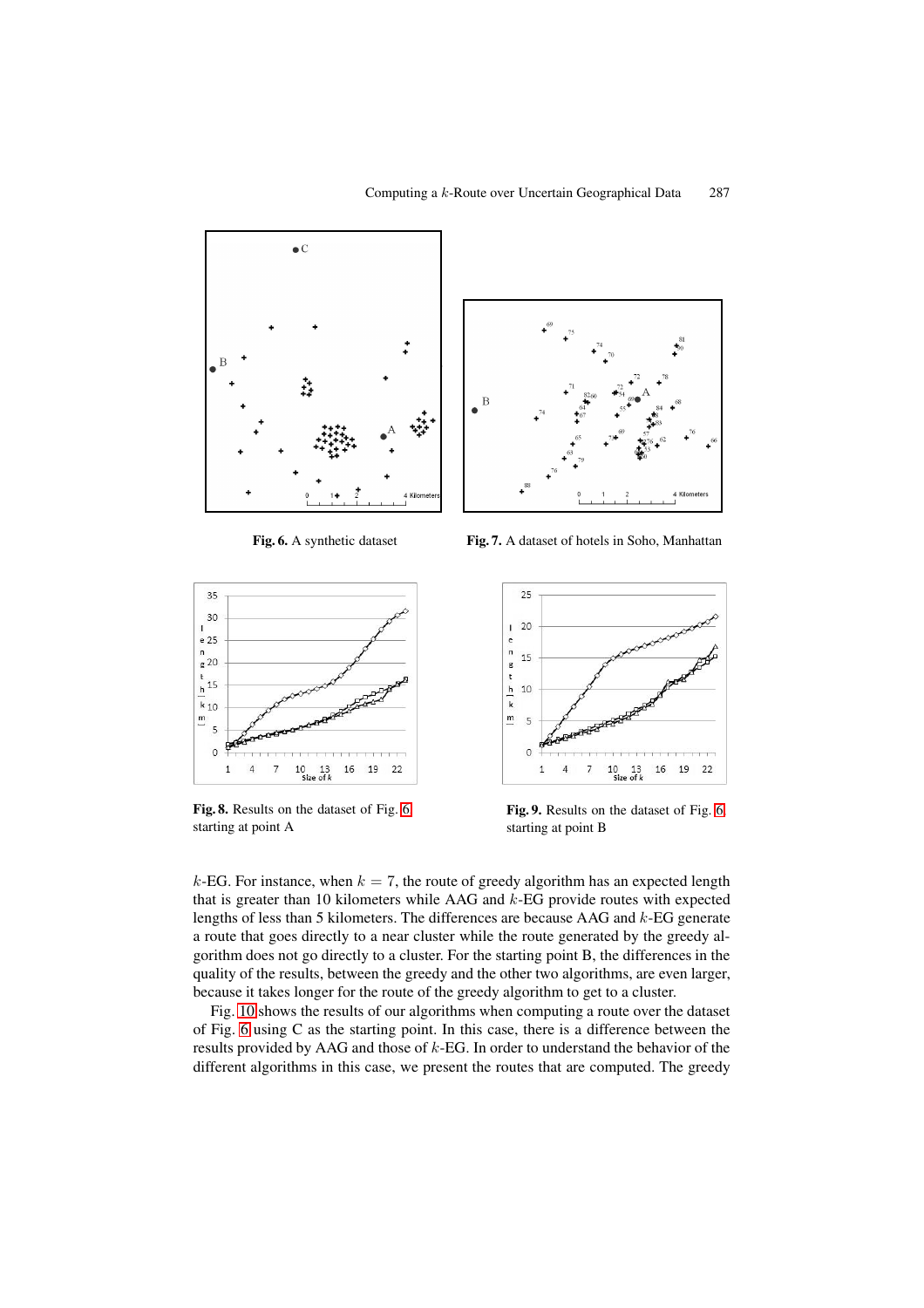Fig. 6. A synthetic dataset

Fig. 7. A dataset of hotels in Soho, Manhattan

Fig. 8. Results on the dataset of Fig. 6 starting at point A

Fig. 9. Results on the dataset of Fig. 6 starting at point B

$k$-EG. For instance, when $k = 7$, the route of greedy algorithm has an expected length that is greater than 10 kilometers while AAG and $k$-EG provide routes with expected lengths of less than 5 kilometers. The differences are because AAG and $k$-EG generate a route that goes directly to a near cluster while the route generated by the greedy algorithm does not go directly to a cluster. For the starting point B, the differences in the quality of the results, between the greedy and the other two algorithms, are even larger, because it takes longer for the route of the greedy algorithm to get to a cluster.

Fig. 10 shows the results of our algorithms when computing a route over the dataset of Fig. 6 using C as the starting point. In this case, there is a difference between the results provided by AAG and those of $k$-EG. In order to understand the behavior of the different algorithms in this case, we present the routes that are computed. The greedy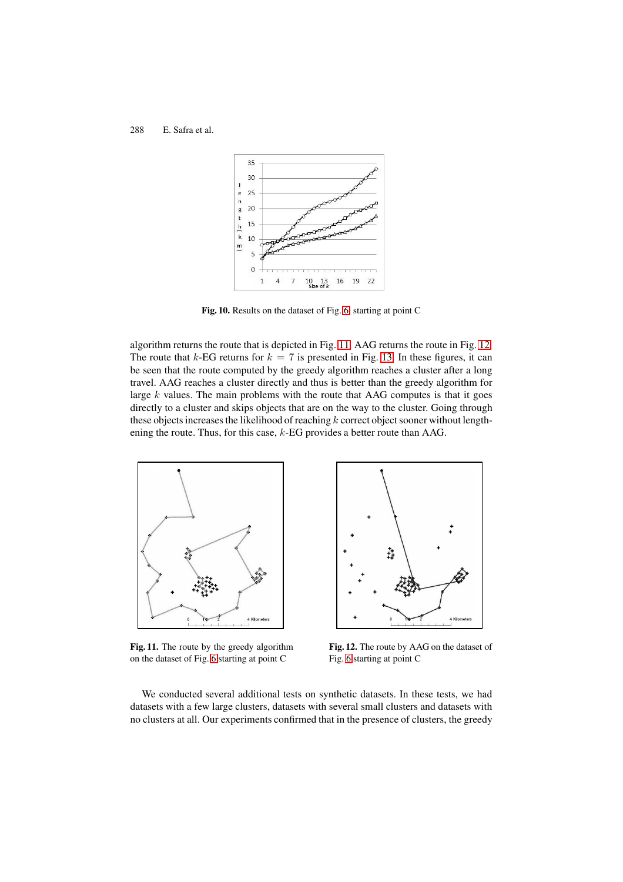Fig. 10. Results on the dataset of Fig. 6 starting at point C

algorithm returns the route that is depicted in Fig. 11. AAG returns the route in Fig. 12. The route that $k$-EG returns for $k = 7$ is presented in Fig. 13. In these figures, it can be seen that the route computed by the greedy algorithm reaches a cluster after a long travel. AAG reaches a cluster directly and thus is better than the greedy algorithm for large $k$ values. The main problems with the route that AAG computes is that it goes directly to a cluster and skips objects that are on the way to the cluster. Going through these objects increases the likelihood of reaching $k$ correct object sooner without lengthening the route. Thus, for this case, $k$-EG provides a better route than AAG.

Fig. 11. The route by the greedy algorithm on the dataset of Fig. 6 starting at point C

Fig. 12. The route by AAG on the dataset of Fig. 6 starting at point C

We conducted several additional tests on synthetic datasets. In these tests, we had datasets with a few large clusters, datasets with several small clusters and datasets with no clusters at all. Our experiments confirmed that in the presence of clusters, the greedy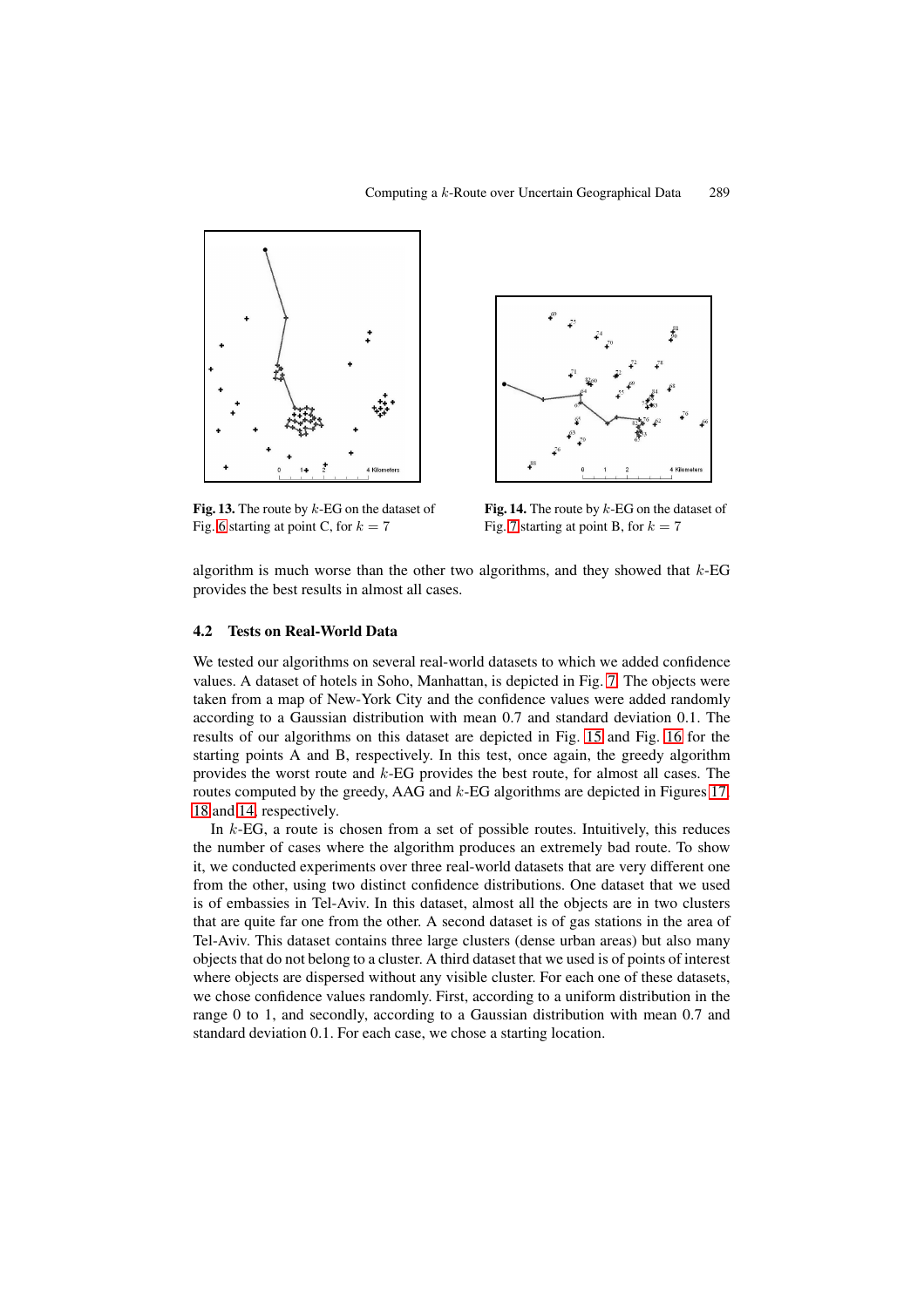0 1 2 4 Kilometers

**Fig. 13.** The route by $k$-EG on the dataset of Fig. 6 starting at point C, for $k = 7$

0 1 2 4 Kilometers

**Fig. 14.** The route by $k$-EG on the dataset of Fig. 7 starting at point B, for $k = 7$

algorithm is much worse than the other two algorithms, and they showed that $k$-EG provides the best results in almost all cases.

### 4.2 Tests on Real-World Data

We tested our algorithms on several real-world datasets to which we added confidence values. A dataset of hotels in Soho, Manhattan, is depicted in Fig. 7. The objects were taken from a map of New-York City and the confidence values were added randomly according to a Gaussian distribution with mean 0.7 and standard deviation 0.1. The results of our algorithms on this dataset are depicted in Fig. 15 and Fig. 16 for the starting points A and B, respectively. In this test, once again, the greedy algorithm provides the worst route and $k$-EG provides the best route, for almost all cases. The routes computed by the greedy, AAG and $k$-EG algorithms are depicted in Figures 17, 18 and 14, respectively.

In $k$-EG, a route is chosen from a set of possible routes. Intuitively, this reduces the number of cases where the algorithm produces an extremely bad route. To show it, we conducted experiments over three real-world datasets that are very different one from the other, using two distinct confidence distributions. One dataset that we used is of embassies in Tel-Aviv. In this dataset, almost all the objects are in two clusters that are quite far one from the other. A second dataset is of gas stations in the area of Tel-Aviv. This dataset contains three large clusters (dense urban areas) but also many objects that do not belong to a cluster. A third dataset that we used is of points of interest where objects are dispersed without any visible cluster. For each one of these datasets, we chose confidence values randomly. First, according to a uniform distribution in the range 0 to 1, and secondly, according to a Gaussian distribution with mean 0.7 and standard deviation 0.1. For each case, we chose a starting location.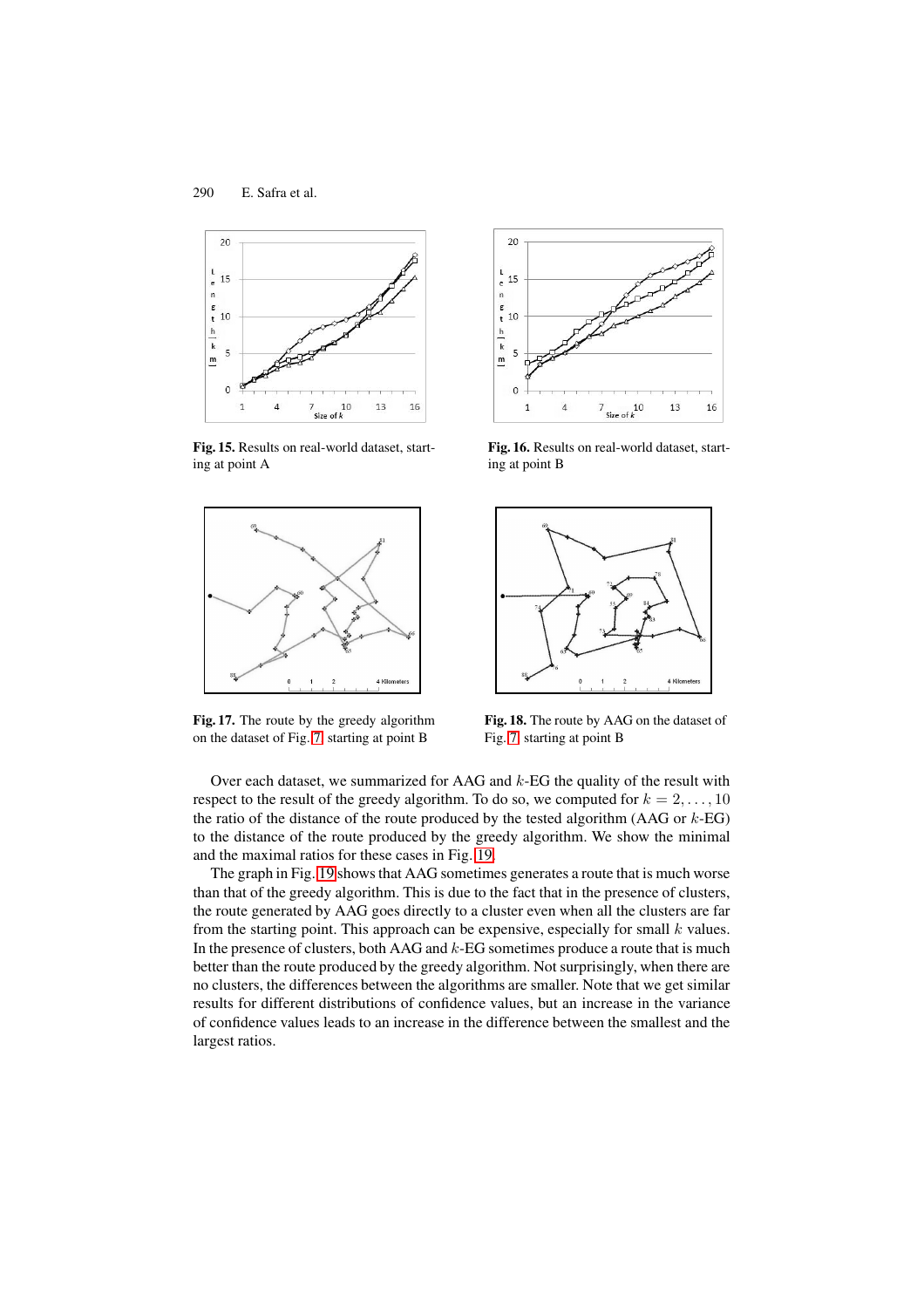**Fig. 15.** Results on real-world dataset, starting at point A

**Fig. 16.** Results on real-world dataset, starting at point B

**Fig. 17.** The route by the greedy algorithm on the dataset of Fig. 7 starting at point B

**Fig. 18.** The route by AAG on the dataset of Fig. 7 starting at point B

Over each dataset, we summarized for AAG and $k$-EG the quality of the result with respect to the result of the greedy algorithm. To do so, we computed for $k = 2, \ldots, 10$ the ratio of the distance of the route produced by the tested algorithm (AAG or $k$-EG) to the distance of the route produced by the greedy algorithm. We show the minimal and the maximal ratios for these cases in Fig. 19.

The graph in Fig. 19 shows that AAG sometimes generates a route that is much worse than that of the greedy algorithm. This is due to the fact that in the presence of clusters, the route generated by AAG goes directly to a cluster even when all the clusters are far from the starting point. This approach can be expensive, especially for small $k$ values. In the presence of clusters, both AAG and $k$-EG sometimes produce a route that is much better than the route produced by the greedy algorithm. Not surprisingly, when there are no clusters, the differences between the algorithms are smaller. Note that we get similar results for different distributions of confidence values, but an increase in the variance of confidence values leads to an increase in the difference between the smallest and the largest ratios.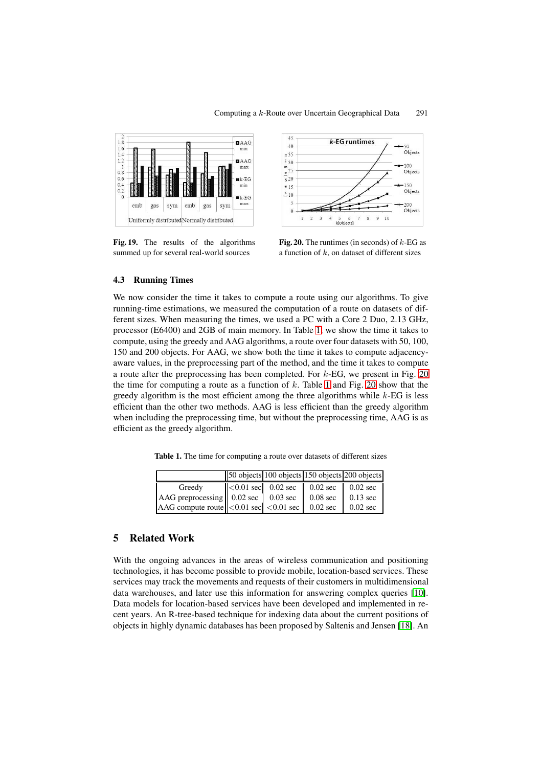**Fig. 19.** The results of the algorithms summed up for several real-world sources

**Fig. 20.** The runtimes (in seconds) of $k$-EG as a function of $k$, on dataset of different sizes

### 4.3 Running Times

We now consider the time it takes to compute a route using our algorithms. To give running-time estimations, we measured the computation of a route on datasets of different sizes. When measuring the times, we used a PC with a Core 2 Duo, 2.13 GHz, processor (E6400) and 2GB of main memory. In Table 1, we show the time it takes to compute, using the greedy and AAG algorithms, a route over four datasets with 50, 100, 150 and 200 objects. For AAG, we show both the time it takes to compute adjacency-aware values, in the preprocessing part of the method, and the time it takes to compute a route after the preprocessing has been completed. For $k$-EG, we present in Fig. 20 the time for computing a route as a function of $k$. Table 1 and Fig. 20 show that the greedy algorithm is the most efficient among the three algorithms while $k$-EG is less efficient than the other two methods. AAG is less efficient than the greedy algorithm when including the preprocessing time, but without the preprocessing time, AAG is as efficient as the greedy algorithm.

**Table 1.** The time for computing a route over datasets of different sizes

| | 50 objects | 100 objects | 150 objects | 200 objects |
|---|---|---|---|---|
| Greedy | <0.01 sec | 0.02 sec | 0.02 sec | 0.02 sec |
| AAG preprocessing | 0.02 sec | 0.03 sec | 0.08 sec | 0.13 sec |
| AAG compute route | <0.01 sec | <0.01 sec | 0.02 sec | 0.02 sec |

## 5 Related Work

With the ongoing advances in the areas of wireless communication and positioning technologies, it has become possible to provide mobile, location-based services. These services may track the movements and requests of their customers in multidimensional data warehouses, and later use this information for answering complex queries [10]. Data models for location-based services have been developed and implemented in recent years. An R-tree-based technique for indexing data about the current positions of objects in highly dynamic databases has been proposed by Saltenis and Jensen [18]. An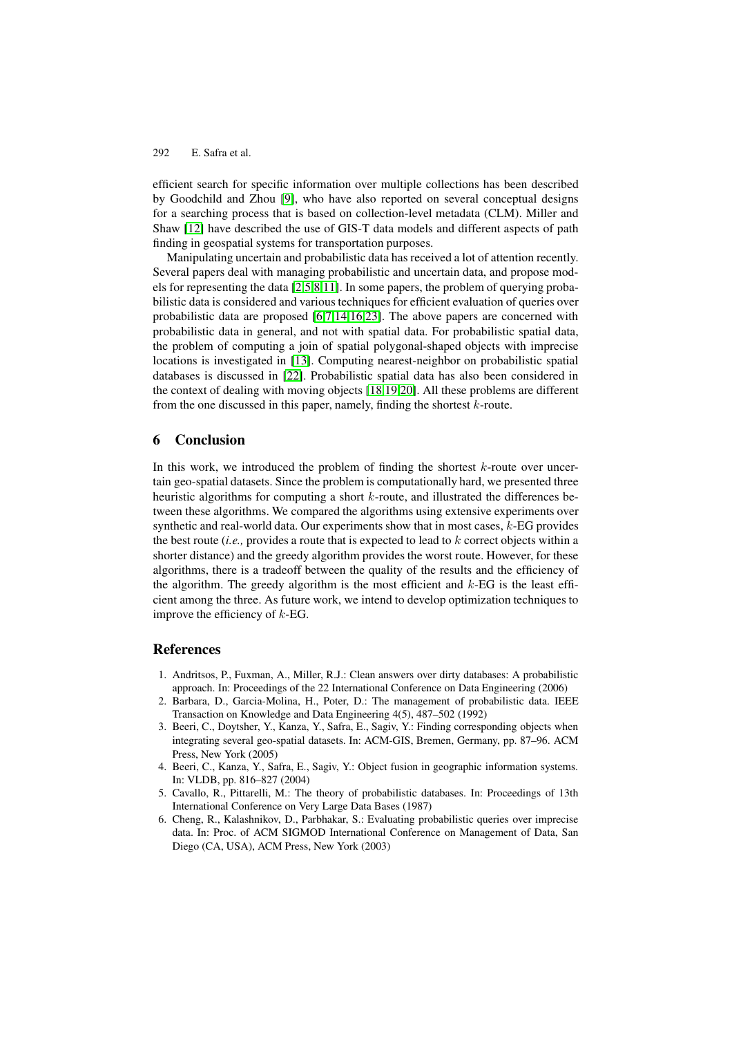efficient search for specific information over multiple collections has been described by Goodchild and Zhou [9], who have also reported on several conceptual designs for a searching process that is based on collection-level metadata (CLM). Miller and Shaw [12] have described the use of GIS-T data models and different aspects of path finding in geospatial systems for transportation purposes.

Manipulating uncertain and probabilistic data has received a lot of attention recently. Several papers deal with managing probabilistic and uncertain data, and propose models for representing the data [2,5,8,11]. In some papers, the problem of querying probabilistic data is considered and various techniques for efficient evaluation of queries over probabilistic data are proposed [6,7,14,16,23]. The above papers are concerned with probabilistic data in general, and not with spatial data. For probabilistic spatial data, the problem of computing a join of spatial polygonal-shaped objects with imprecise locations is investigated in [13]. Computing nearest-neighbor on probabilistic spatial databases is discussed in [22]. Probabilistic spatial data has also been considered in the context of dealing with moving objects [18,19,20]. All these problems are different from the one discussed in this paper, namely, finding the shortest $k$-route.

## 6 Conclusion

In this work, we introduced the problem of finding the shortest $k$-route over uncertain geo-spatial datasets. Since the problem is computationally hard, we presented three heuristic algorithms for computing a short $k$-route, and illustrated the differences between these algorithms. We compared the algorithms using extensive experiments over synthetic and real-world data. Our experiments show that in most cases, $k$-EG provides the best route (*i.e.,* provides a route that is expected to lead to $k$ correct objects within a shorter distance) and the greedy algorithm provides the worst route. However, for these algorithms, there is a tradeoff between the quality of the results and the efficiency of the algorithm. The greedy algorithm is the most efficient and $k$-EG is the least efficient among the three. As future work, we intend to develop optimization techniques to improve the efficiency of $k$-EG.

## References

1. Andritsos, P., Fuxman, A., Miller, R.J.: Clean answers over dirty databases: A probabilistic approach. In: Proceedings of the 22 International Conference on Data Engineering (2006)
2. Barbara, D., Garcia-Molina, H., Poter, D.: The management of probabilistic data. IEEE Transaction on Knowledge and Data Engineering 4(5), 487–502 (1992)
3. Beeri, C., Doytsher, Y., Kanza, Y., Safra, E., Sagiv, Y.: Finding corresponding objects when integrating several geo-spatial datasets. In: ACM-GIS, Bremen, Germany, pp. 87–96. ACM Press, New York (2005)
4. Beeri, C., Kanza, Y., Safra, E., Sagiv, Y.: Object fusion in geographic information systems. In: VLDB, pp. 816–827 (2004)
5. Cavallo, R., Pittarelli, M.: The theory of probabilistic databases. In: Proceedings of 13th International Conference on Very Large Data Bases (1987)
6. Cheng, R., Kalashnikov, D., Parbhakar, S.: Evaluating probabilistic queries over imprecise data. In: Proc. of ACM SIGMOD International Conference on Management of Data, San Diego (CA, USA), ACM Press, New York (2003)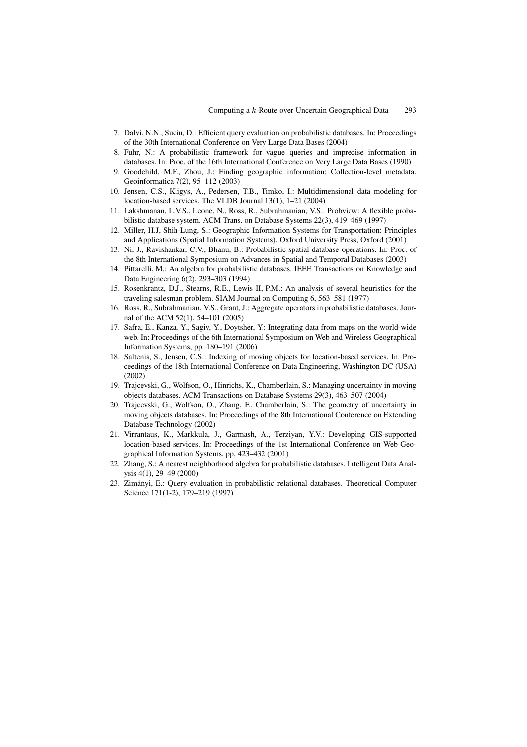7. Dalvi, N.N., Suciu, D.: Efficient query evaluation on probabilistic databases. In: Proceedings of the 30th International Conference on Very Large Data Bases (2004)
8. Fuhr, N.: A probabilistic framework for vague queries and imprecise information in databases. In: Proc. of the 16th International Conference on Very Large Data Bases (1990)
9. Goodchild, M.F., Zhou, J.: Finding geographic information: Collection-level metadata. Geoinformatica 7(2), 95–112 (2003)
10. Jensen, C.S., Kligys, A., Pedersen, T.B., Timko, I.: Multidimensional data modeling for location-based services. The VLDB Journal 13(1), 1–21 (2004)
11. Lakshmanan, L.V.S., Leone, N., Ross, R., Subrahmanian, V.S.: Probview: A flexible probabilistic database system. ACM Trans. on Database Systems 22(3), 419–469 (1997)
12. Miller, H.J, Shih-Lung, S.: Geographic Information Systems for Transportation: Principles and Applications (Spatial Information Systems). Oxford University Press, Oxford (2001)
13. Ni, J., Ravishankar, C.V., Bhanu, B.: Probabilistic spatial database operations. In: Proc. of the 8th International Symposium on Advances in Spatial and Temporal Databases (2003)
14. Pittarelli, M.: An algebra for probabilistic databases. IEEE Transactions on Knowledge and Data Engineering 6(2), 293–303 (1994)
15. Rosenkrantz, D.J., Stearns, R.E., Lewis II, P.M.: An analysis of several heuristics for the traveling salesman problem. SIAM Journal on Computing 6, 563–581 (1977)
16. Ross, R., Subrahmanian, V.S., Grant, J.: Aggregate operators in probabilistic databases. Journal of the ACM 52(1), 54–101 (2005)
17. Safra, E., Kanza, Y., Sagiv, Y., Doytsher, Y.: Integrating data from maps on the world-wide web. In: Proceedings of the 6th International Symposium on Web and Wireless Geographical Information Systems, pp. 180–191 (2006)
18. Saltenis, S., Jensen, C.S.: Indexing of moving objects for location-based services. In: Proceedings of the 18th International Conference on Data Engineering, Washington DC (USA) (2002)
19. Trajcevski, G., Wolfson, O., Hinrichs, K., Chamberlain, S.: Managing uncertainty in moving objects databases. ACM Transactions on Database Systems 29(3), 463–507 (2004)
20. Trajcevski, G., Wolfson, O., Zhang, F., Chamberlain, S.: The geometry of uncertainty in moving objects databases. In: Proceedings of the 8th International Conference on Extending Database Technology (2002)
21. Virrantaus, K., Markkula, J., Garmash, A., Terziyan, Y.V.: Developing GIS-supported location-based services. In: Proceedings of the 1st International Conference on Web Geographical Information Systems, pp. 423–432 (2001)
22. Zhang, S.: A nearest neighborhood algebra for probabilistic databases. Intelligent Data Analysis 4(1), 29–49 (2000)
23. Zimányi, E.: Query evaluation in probabilistic relational databases. Theoretical Computer Science 171(1-2), 179–219 (1997)